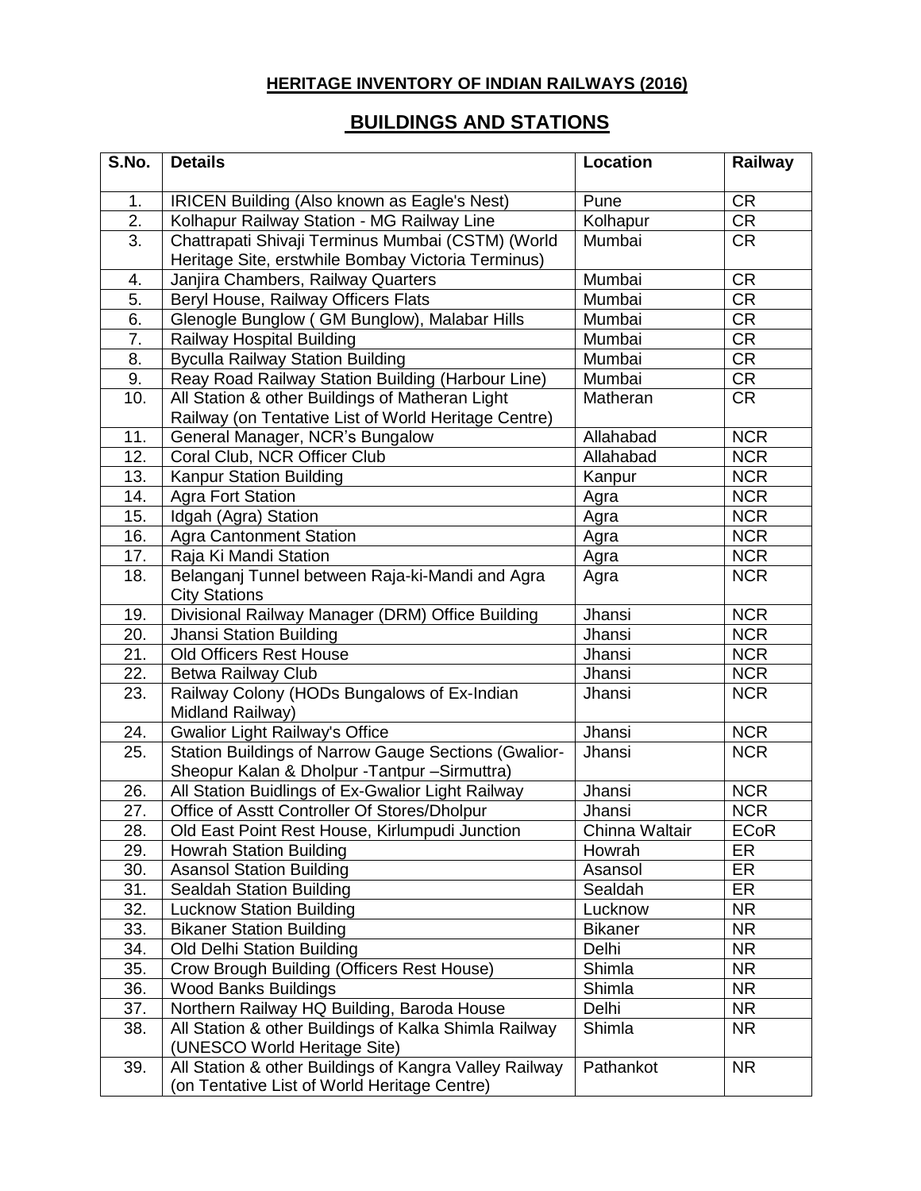# HERITAGE INVENTORY OF INDIAN RAILWAYS (2016)

## BUILDINGS AND STATIONS

| S.No. | Details | Location | Railway |
|---|---|---|---|
| 1. | IRICEN Building (Also known as Eagle's Nest) | Pune | CR |
| 2. | Kolhapur Railway Station - MG Railway Line | Kolhapur | CR |
| 3. | Chattrapati Shivaji Terminus Mumbai (CSTM) (World Heritage Site, erstwhile Bombay Victoria Terminus) | Mumbai | CR |
| 4. | Janjira Chambers, Railway Quarters | Mumbai | CR |
| 5. | Beryl House, Railway Officers Flats | Mumbai | CR |
| 6. | Glenogle Bunglow ( GM Bunglow), Malabar Hills | Mumbai | CR |
| 7. | Railway Hospital Building | Mumbai | CR |
| 8. | Byculla Railway Station Building | Mumbai | CR |
| 9. | Reay Road Railway Station Building (Harbour Line) | Mumbai | CR |
| 10. | All Station & other Buildings of Matheran Light Railway (on Tentative List of World Heritage Centre) | Matheran | CR |
| 11. | General Manager, NCR's Bungalow | Allahabad | NCR |
| 12. | Coral Club, NCR Officer Club | Allahabad | NCR |
| 13. | Kanpur Station Building | Kanpur | NCR |
| 14. | Agra Fort Station | Agra | NCR |
| 15. | Idgah (Agra) Station | Agra | NCR |
| 16. | Agra Cantonment Station | Agra | NCR |
| 17. | Raja Ki Mandi Station | Agra | NCR |
| 18. | Belanganj Tunnel between Raja-ki-Mandi and Agra City Stations | Agra | NCR |
| 19. | Divisional Railway Manager (DRM) Office Building | Jhansi | NCR |
| 20. | Jhansi Station Building | Jhansi | NCR |
| 21. | Old Officers Rest House | Jhansi | NCR |
| 22. | Betwa Railway Club | Jhansi | NCR |
| 23. | Railway Colony (HODs Bungalows of Ex-Indian Midland Railway) | Jhansi | NCR |
| 24. | Gwalior Light Railway's Office | Jhansi | NCR |
| 25. | Station Buildings of Narrow Gauge Sections (Gwalior-Sheopur Kalan & Dholpur -Tantpur –Sirmuttra) | Jhansi | NCR |
| 26. | All Station Buidlings of Ex-Gwalior Light Railway | Jhansi | NCR |
| 27. | Office of Asstt Controller Of Stores/Dholpur | Jhansi | NCR |
| 28. | Old East Point Rest House, Kirlumpudi Junction | Chinna Waltair | ECoR |
| 29. | Howrah Station Building | Howrah | ER |
| 30. | Asansol Station Building | Asansol | ER |
| 31. | Sealdah Station Building | Sealdah | ER |
| 32. | Lucknow Station Building | Lucknow | NR |
| 33. | Bikaner Station Building | Bikaner | NR |
| 34. | Old Delhi Station Building | Delhi | NR |
| 35. | Crow Brough Building (Officers Rest House) | Shimla | NR |
| 36. | Wood Banks Buildings | Shimla | NR |
| 37. | Northern Railway HQ Building, Baroda House | Delhi | NR |
| 38. | All Station & other Buildings of Kalka Shimla Railway (UNESCO World Heritage Site) | Shimla | NR |
| 39. | All Station & other Buildings of Kangra Valley Railway (on Tentative List of World Heritage Centre) | Pathankot | NR |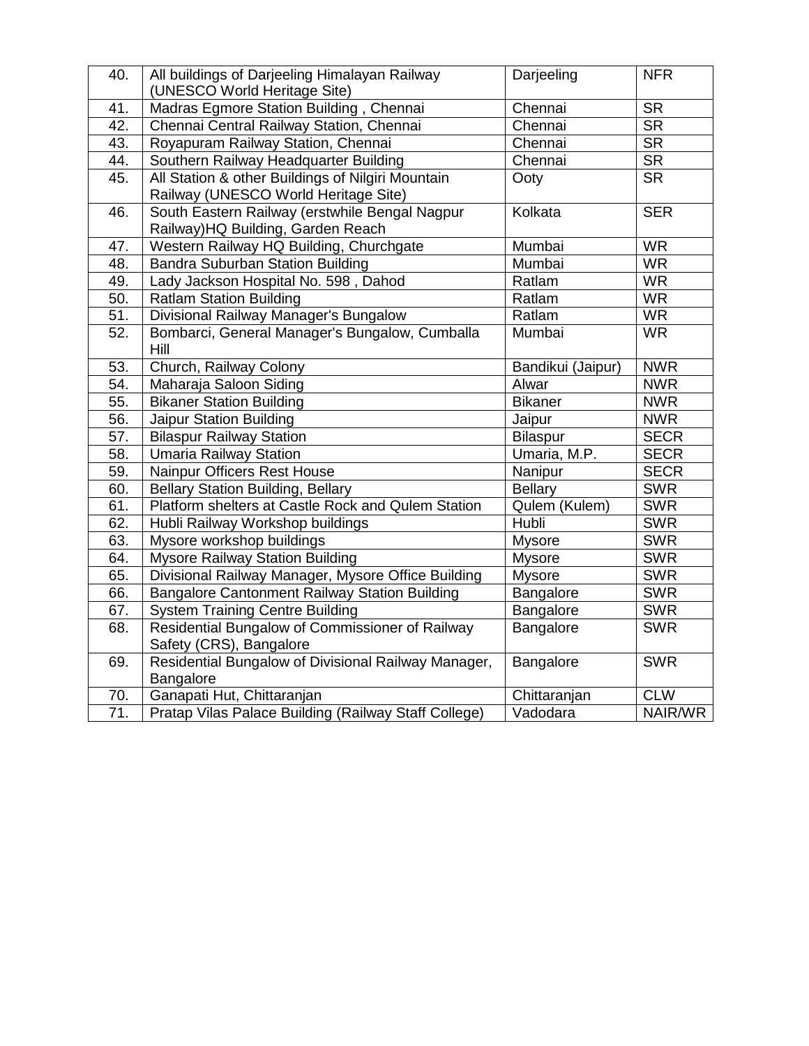| | | | |
|---|---|---|---|
| 40. | All buildings of Darjeeling Himalayan Railway (UNESCO World Heritage Site) | Darjeeling | NFR |
| 41. | Madras Egmore Station Building , Chennai | Chennai | SR |
| 42. | Chennai Central Railway Station, Chennai | Chennai | SR |
| 43. | Royapuram Railway Station, Chennai | Chennai | SR |
| 44. | Southern Railway Headquarter Building | Chennai | SR |
| 45. | All Station & other Buildings of Nilgiri Mountain Railway (UNESCO World Heritage Site) | Ooty | SR |
| 46. | South Eastern Railway (erstwhile Bengal Nagpur Railway)HQ Building, Garden Reach | Kolkata | SER |
| 47. | Western Railway HQ Building, Churchgate | Mumbai | WR |
| 48. | Bandra Suburban Station Building | Mumbai | WR |
| 49. | Lady Jackson Hospital No. 598 , Dahod | Ratlam | WR |
| 50. | Ratlam Station Building | Ratlam | WR |
| 51. | Divisional Railway Manager's Bungalow | Ratlam | WR |
| 52. | Bombarci, General Manager's Bungalow, Cumballa Hill | Mumbai | WR |
| 53. | Church, Railway Colony | Bandikui (Jaipur) | NWR |
| 54. | Maharaja Saloon Siding | Alwar | NWR |
| 55. | Bikaner Station Building | Bikaner | NWR |
| 56. | Jaipur Station Building | Jaipur | NWR |
| 57. | Bilaspur Railway Station | Bilaspur | SECR |
| 58. | Umaria Railway Station | Umaria, M.P. | SECR |
| 59. | Nainpur Officers Rest House | Nanipur | SECR |
| 60. | Bellary Station Building, Bellary | Bellary | SWR |
| 61. | Platform shelters at Castle Rock and Qulem Station | Qulem (Kulem) | SWR |
| 62. | Hubli Railway Workshop buildings | Hubli | SWR |
| 63. | Mysore workshop buildings | Mysore | SWR |
| 64. | Mysore Railway Station Building | Mysore | SWR |
| 65. | Divisional Railway Manager, Mysore Office Building | Mysore | SWR |
| 66. | Bangalore Cantonment Railway Station Building | Bangalore | SWR |
| 67. | System Training Centre Building | Bangalore | SWR |
| 68. | Residential Bungalow of Commissioner of Railway Safety (CRS), Bangalore | Bangalore | SWR |
| 69. | Residential Bungalow of Divisional Railway Manager, Bangalore | Bangalore | SWR |
| 70. | Ganapati Hut, Chittaranjan | Chittaranjan | CLW |
| 71. | Pratap Vilas Palace Building (Railway Staff College) | Vadodara | NAIR/WR |